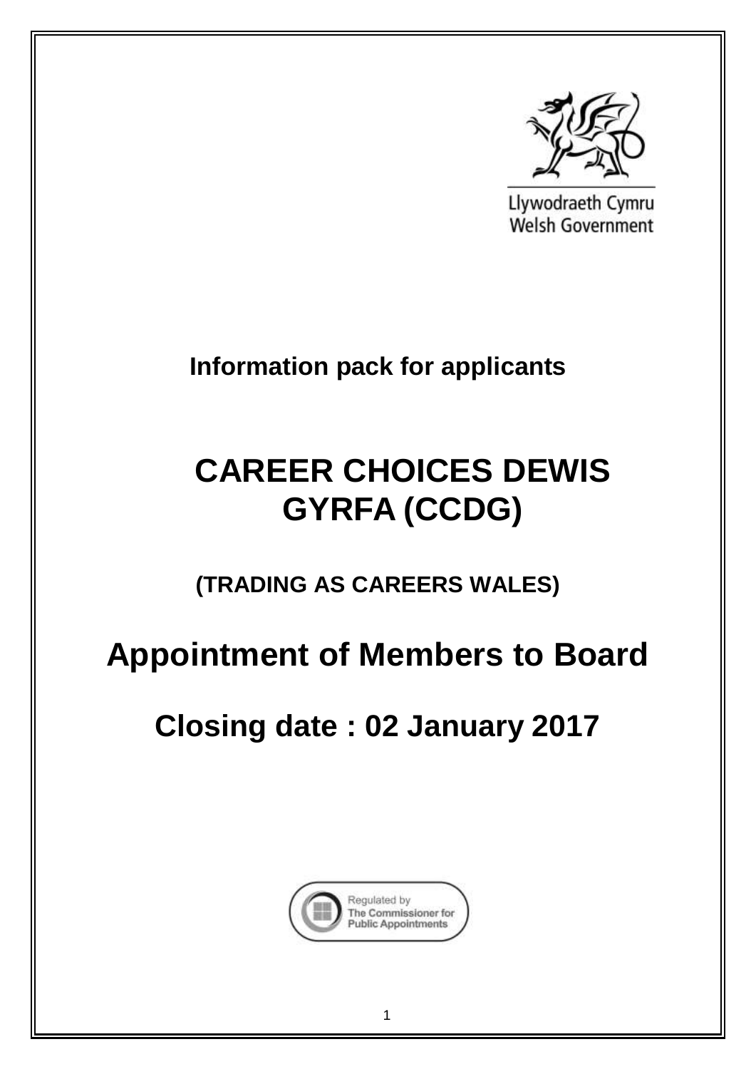Llywodraeth Cymru
Welsh Government

**Information pack for applicants**

# CAREER CHOICES DEWIS GYRFA (CCDG)

## (TRADING AS CAREERS WALES)

# Appointment of Members to Board

## Closing date : 02 January 2017

Regulated by The Commissioner for Public Appointments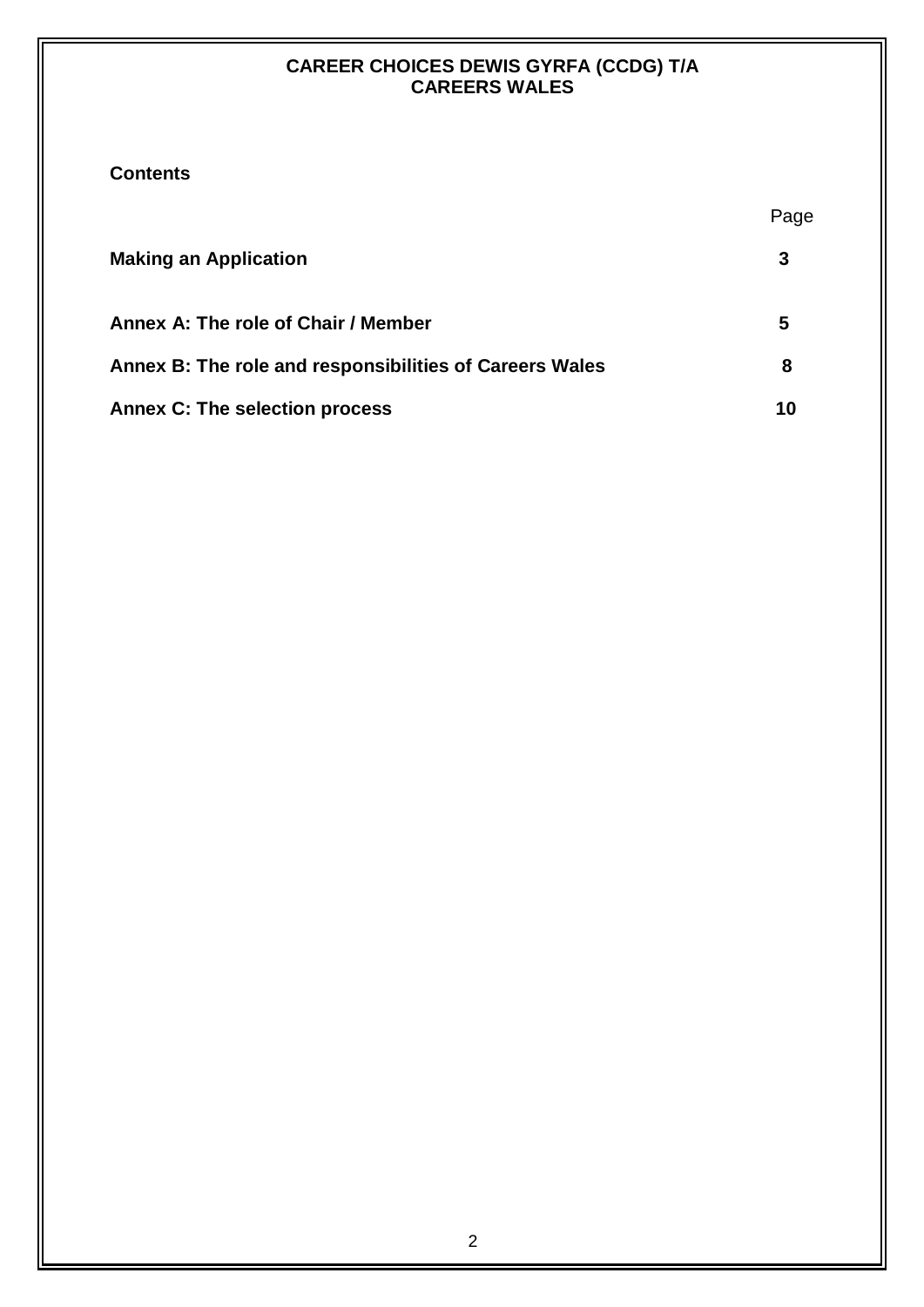**CAREER CHOICES DEWIS GYRFA (CCDG) T/A CAREERS WALES**

## Contents

| | Page |
|---|---|
| **Making an Application** | **3** |
| **Annex A: The role of Chair / Member** | **5** |
| **Annex B: The role and responsibilities of Careers Wales** | **8** |
| **Annex C: The selection process** | **10** |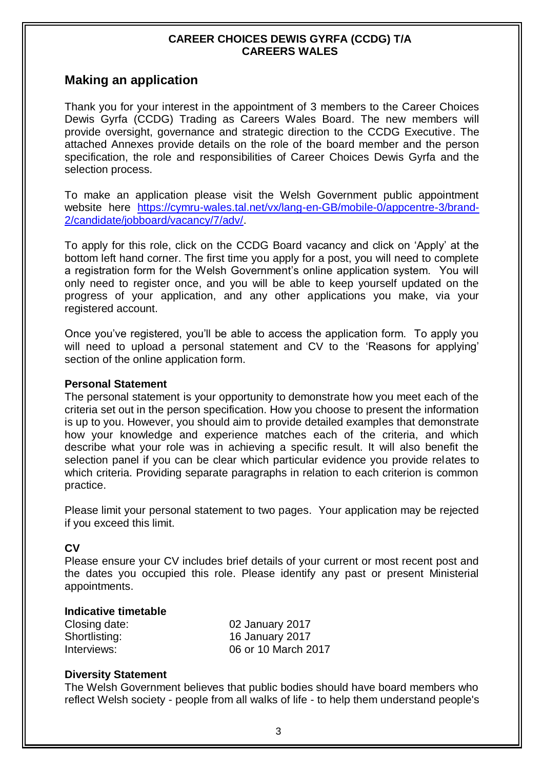**CAREER CHOICES DEWIS GYRFA (CCDG) T/A CAREERS WALES**

## Making an application

Thank you for your interest in the appointment of 3 members to the Career Choices Dewis Gyrfa (CCDG) Trading as Careers Wales Board. The new members will provide oversight, governance and strategic direction to the CCDG Executive. The attached Annexes provide details on the role of the board member and the person specification, the role and responsibilities of Career Choices Dewis Gyrfa and the selection process.

To make an application please visit the Welsh Government public appointment website here [https://cymru-wales.tal.net/vx/lang-en-GB/mobile-0/appcentre-3/brand-2/candidate/jobboard/vacancy/7/adv/](https://cymru-wales.tal.net/vx/lang-en-GB/mobile-0/appcentre-3/brand-2/candidate/jobboard/vacancy/7/adv/).

To apply for this role, click on the CCDG Board vacancy and click on 'Apply' at the bottom left hand corner. The first time you apply for a post, you will need to complete a registration form for the Welsh Government's online application system. You will only need to register once, and you will be able to keep yourself updated on the progress of your application, and any other applications you make, via your registered account.

Once you've registered, you'll be able to access the application form. To apply you will need to upload a personal statement and CV to the 'Reasons for applying' section of the online application form.

**Personal Statement**

The personal statement is your opportunity to demonstrate how you meet each of the criteria set out in the person specification. How you choose to present the information is up to you. However, you should aim to provide detailed examples that demonstrate how your knowledge and experience matches each of the criteria, and which describe what your role was in achieving a specific result. It will also benefit the selection panel if you can be clear which particular evidence you provide relates to which criteria. Providing separate paragraphs in relation to each criterion is common practice.

Please limit your personal statement to two pages. Your application may be rejected if you exceed this limit.

**CV**

Please ensure your CV includes brief details of your current or most recent post and the dates you occupied this role. Please identify any past or present Ministerial appointments.

**Indicative timetable**

| | |
|---|---|
| Closing date: | 02 January 2017 |
| Shortlisting: | 16 January 2017 |
| Interviews: | 06 or 10 March 2017 |

**Diversity Statement**

The Welsh Government believes that public bodies should have board members who reflect Welsh society - people from all walks of life - to help them understand people's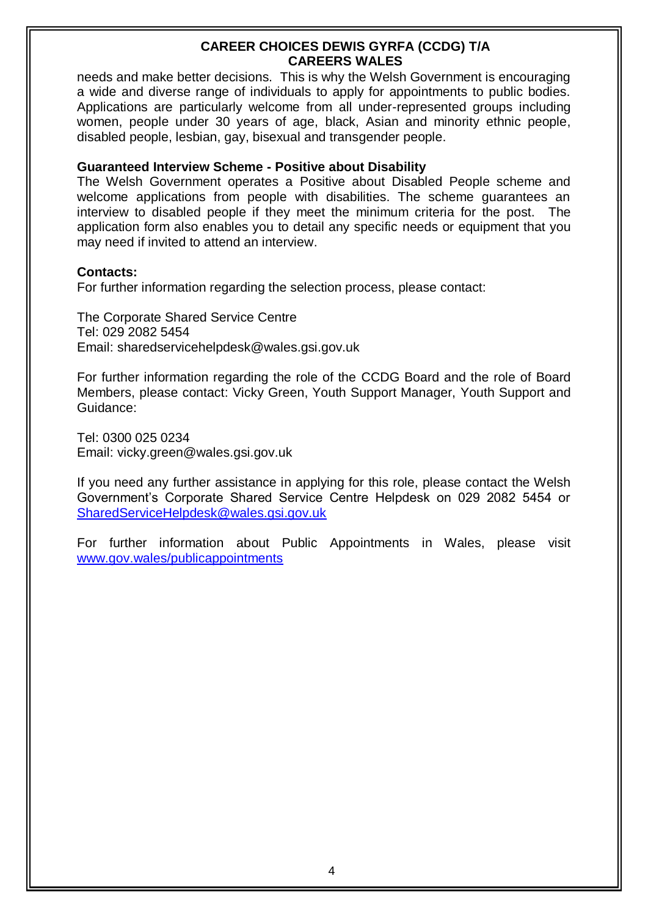needs and make better decisions. This is why the Welsh Government is encouraging a wide and diverse range of individuals to apply for appointments to public bodies. Applications are particularly welcome from all under-represented groups including women, people under 30 years of age, black, Asian and minority ethnic people, disabled people, lesbian, gay, bisexual and transgender people.

**Guaranteed Interview Scheme - Positive about Disability**

The Welsh Government operates a Positive about Disabled People scheme and welcome applications from people with disabilities. The scheme guarantees an interview to disabled people if they meet the minimum criteria for the post. The application form also enables you to detail any specific needs or equipment that you may need if invited to attend an interview.

**Contacts:**

For further information regarding the selection process, please contact:

The Corporate Shared Service Centre
Tel: 029 2082 5454
Email: sharedservicehelpdesk@wales.gsi.gov.uk

For further information regarding the role of the CCDG Board and the role of Board Members, please contact: Vicky Green, Youth Support Manager, Youth Support and Guidance:

Tel: 0300 025 0234
Email: vicky.green@wales.gsi.gov.uk

If you need any further assistance in applying for this role, please contact the Welsh Government's Corporate Shared Service Centre Helpdesk on 029 2082 5454 or SharedServiceHelpdesk@wales.gsi.gov.uk

For further information about Public Appointments in Wales, please visit www.gov.wales/publicappointments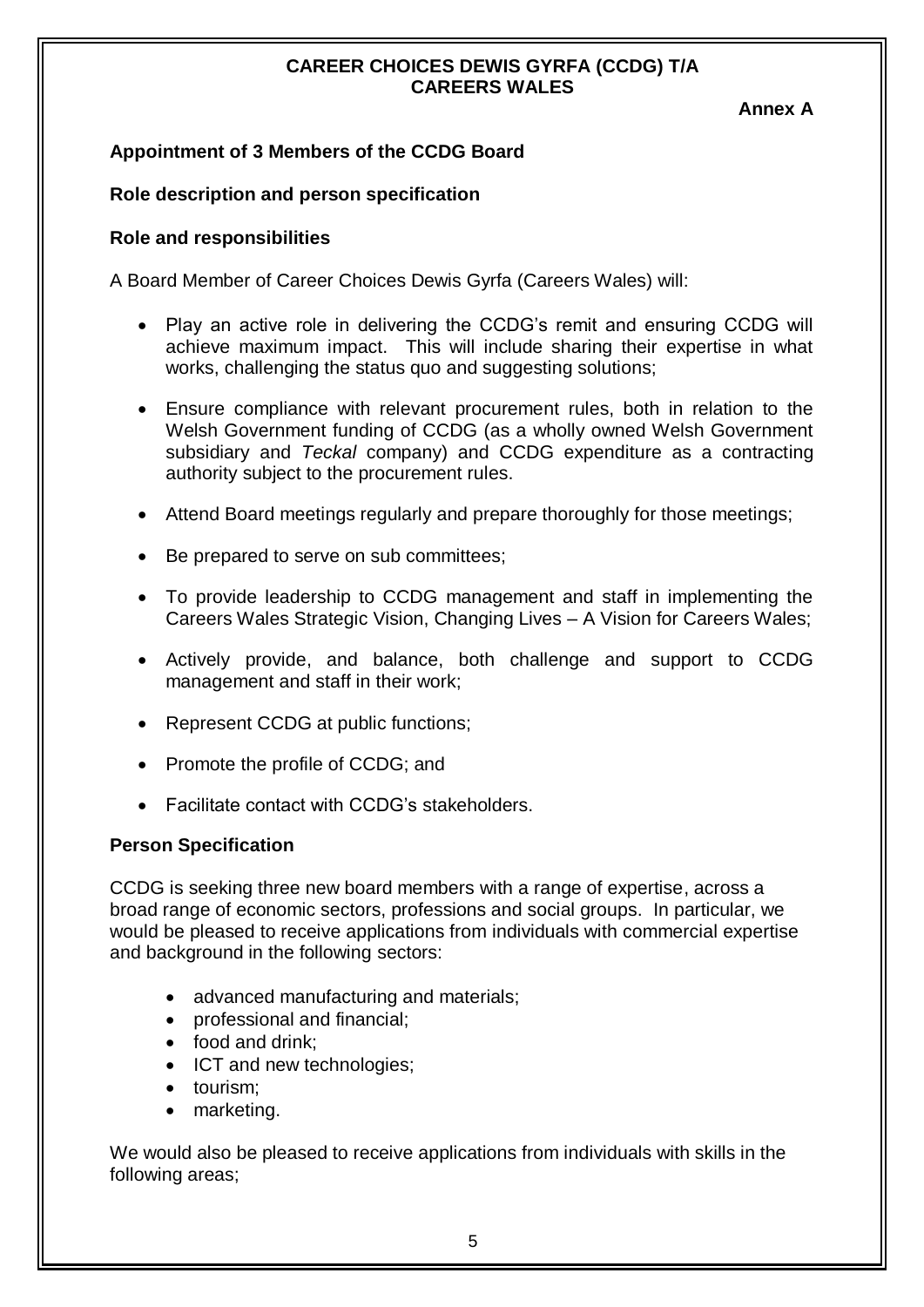**CAREER CHOICES DEWIS GYRFA (CCDG) T/A CAREERS WALES**

**Annex A**

**Appointment of 3 Members of the CCDG Board**

**Role description and person specification**

**Role and responsibilities**

A Board Member of Career Choices Dewis Gyrfa (Careers Wales) will:

- Play an active role in delivering the CCDG's remit and ensuring CCDG will achieve maximum impact. This will include sharing their expertise in what works, challenging the status quo and suggesting solutions;
- Ensure compliance with relevant procurement rules, both in relation to the Welsh Government funding of CCDG (as a wholly owned Welsh Government subsidiary and *Teckal* company) and CCDG expenditure as a contracting authority subject to the procurement rules.
- Attend Board meetings regularly and prepare thoroughly for those meetings;
- Be prepared to serve on sub committees;
- To provide leadership to CCDG management and staff in implementing the Careers Wales Strategic Vision, Changing Lives – A Vision for Careers Wales;
- Actively provide, and balance, both challenge and support to CCDG management and staff in their work;
- Represent CCDG at public functions;
- Promote the profile of CCDG; and
- Facilitate contact with CCDG's stakeholders.

**Person Specification**

CCDG is seeking three new board members with a range of expertise, across a broad range of economic sectors, professions and social groups. In particular, we would be pleased to receive applications from individuals with commercial expertise and background in the following sectors:

- advanced manufacturing and materials;
- professional and financial;
- food and drink;
- ICT and new technologies;
- tourism;
- marketing.

We would also be pleased to receive applications from individuals with skills in the following areas;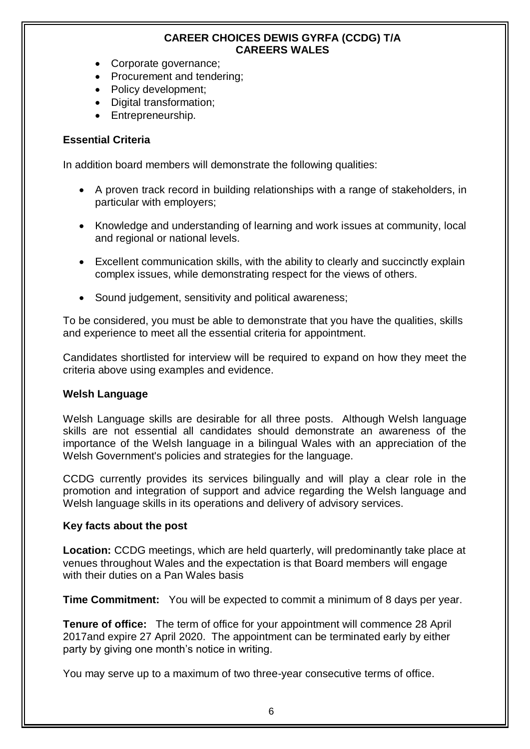- Corporate governance;
- Procurement and tendering;
- Policy development;
- Digital transformation;
- Entrepreneurship.

**Essential Criteria**

In addition board members will demonstrate the following qualities:

- A proven track record in building relationships with a range of stakeholders, in particular with employers;
- Knowledge and understanding of learning and work issues at community, local and regional or national levels.
- Excellent communication skills, with the ability to clearly and succinctly explain complex issues, while demonstrating respect for the views of others.
- Sound judgement, sensitivity and political awareness;

To be considered, you must be able to demonstrate that you have the qualities, skills and experience to meet all the essential criteria for appointment.

Candidates shortlisted for interview will be required to expand on how they meet the criteria above using examples and evidence.

**Welsh Language**

Welsh Language skills are desirable for all three posts. Although Welsh language skills are not essential all candidates should demonstrate an awareness of the importance of the Welsh language in a bilingual Wales with an appreciation of the Welsh Government's policies and strategies for the language.

CCDG currently provides its services bilingually and will play a clear role in the promotion and integration of support and advice regarding the Welsh language and Welsh language skills in its operations and delivery of advisory services.

**Key facts about the post**

**Location:** CCDG meetings, which are held quarterly, will predominantly take place at venues throughout Wales and the expectation is that Board members will engage with their duties on a Pan Wales basis

**Time Commitment:** You will be expected to commit a minimum of 8 days per year.

**Tenure of office:** The term of office for your appointment will commence 28 April 2017and expire 27 April 2020. The appointment can be terminated early by either party by giving one month's notice in writing.

You may serve up to a maximum of two three-year consecutive terms of office.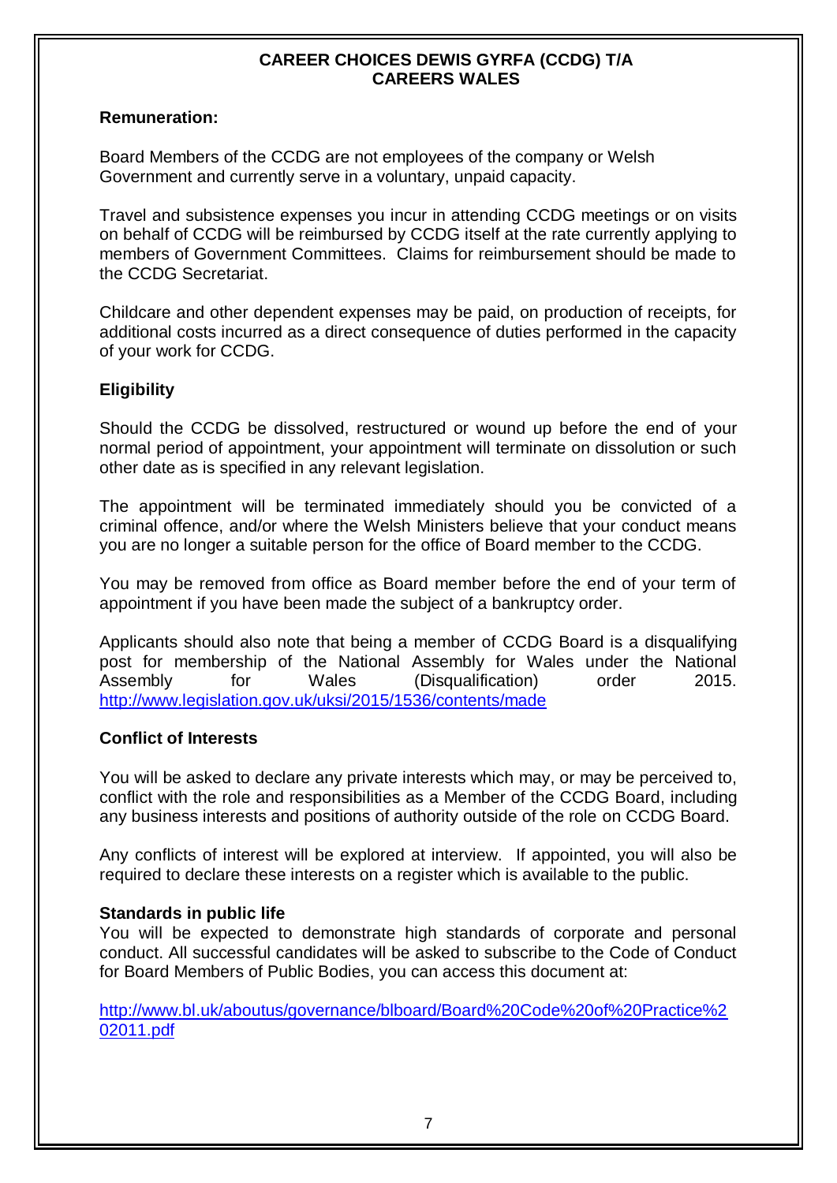**CAREER CHOICES DEWIS GYRFA (CCDG) T/A CAREERS WALES**

### Remuneration:

Board Members of the CCDG are not employees of the company or Welsh Government and currently serve in a voluntary, unpaid capacity.

Travel and subsistence expenses you incur in attending CCDG meetings or on visits on behalf of CCDG will be reimbursed by CCDG itself at the rate currently applying to members of Government Committees. Claims for reimbursement should be made to the CCDG Secretariat.

Childcare and other dependent expenses may be paid, on production of receipts, for additional costs incurred as a direct consequence of duties performed in the capacity of your work for CCDG.

### Eligibility

Should the CCDG be dissolved, restructured or wound up before the end of your normal period of appointment, your appointment will terminate on dissolution or such other date as is specified in any relevant legislation.

The appointment will be terminated immediately should you be convicted of a criminal offence, and/or where the Welsh Ministers believe that your conduct means you are no longer a suitable person for the office of Board member to the CCDG.

You may be removed from office as Board member before the end of your term of appointment if you have been made the subject of a bankruptcy order.

Applicants should also note that being a member of CCDG Board is a disqualifying post for membership of the National Assembly for Wales under the National Assembly for Wales (Disqualification) order 2015. http://www.legislation.gov.uk/uksi/2015/1536/contents/made

### Conflict of Interests

You will be asked to declare any private interests which may, or may be perceived to, conflict with the role and responsibilities as a Member of the CCDG Board, including any business interests and positions of authority outside of the role on CCDG Board.

Any conflicts of interest will be explored at interview. If appointed, you will also be required to declare these interests on a register which is available to the public.

### Standards in public life

You will be expected to demonstrate high standards of corporate and personal conduct. All successful candidates will be asked to subscribe to the Code of Conduct for Board Members of Public Bodies, you can access this document at:

http://www.bl.uk/aboutus/governance/blboard/Board%20Code%20of%20Practice%202011.pdf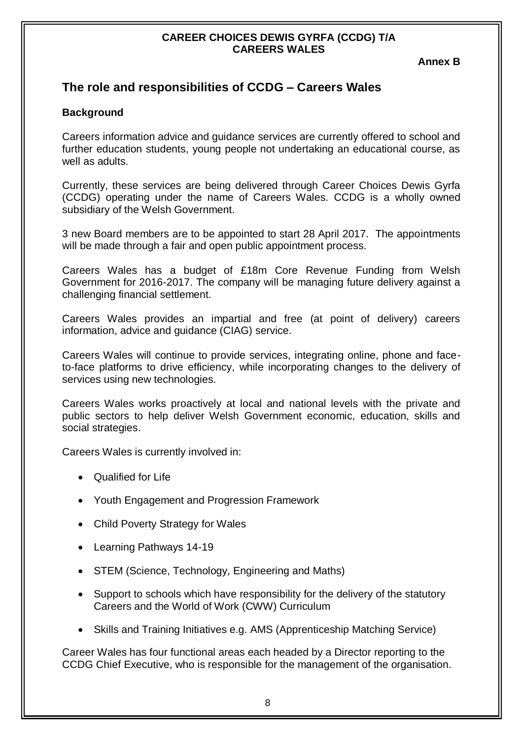**CAREER CHOICES DEWIS GYRFA (CCDG) T/A CAREERS WALES**

**Annex B**

## The role and responsibilities of CCDG – Careers Wales

### Background

Careers information advice and guidance services are currently offered to school and further education students, young people not undertaking an educational course, as well as adults.

Currently, these services are being delivered through Career Choices Dewis Gyrfa (CCDG) operating under the name of Careers Wales. CCDG is a wholly owned subsidiary of the Welsh Government.

3 new Board members are to be appointed to start 28 April 2017. The appointments will be made through a fair and open public appointment process.

Careers Wales has a budget of £18m Core Revenue Funding from Welsh Government for 2016-2017. The company will be managing future delivery against a challenging financial settlement.

Careers Wales provides an impartial and free (at point of delivery) careers information, advice and guidance (CIAG) service.

Careers Wales will continue to provide services, integrating online, phone and face-to-face platforms to drive efficiency, while incorporating changes to the delivery of services using new technologies.

Careers Wales works proactively at local and national levels with the private and public sectors to help deliver Welsh Government economic, education, skills and social strategies.

Careers Wales is currently involved in:

- Qualified for Life
- Youth Engagement and Progression Framework
- Child Poverty Strategy for Wales
- Learning Pathways 14-19
- STEM (Science, Technology, Engineering and Maths)
- Support to schools which have responsibility for the delivery of the statutory Careers and the World of Work (CWW) Curriculum
- Skills and Training Initiatives e.g. AMS (Apprenticeship Matching Service)

Career Wales has four functional areas each headed by a Director reporting to the CCDG Chief Executive, who is responsible for the management of the organisation.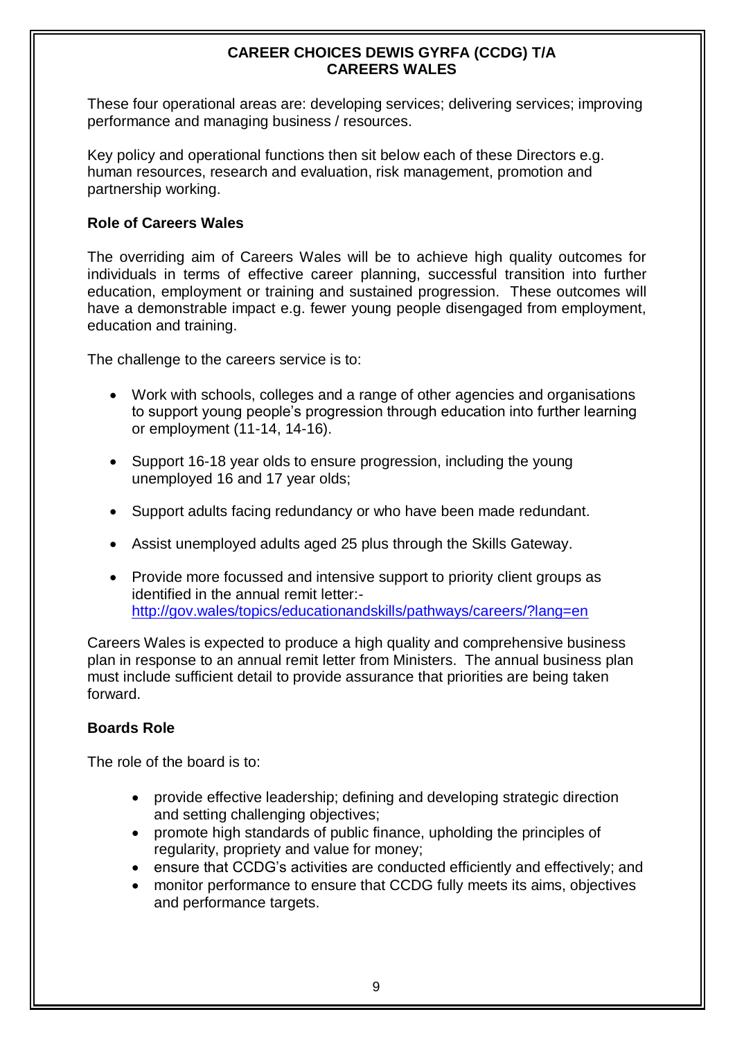These four operational areas are: developing services; delivering services; improving performance and managing business / resources.

Key policy and operational functions then sit below each of these Directors e.g. human resources, research and evaluation, risk management, promotion and partnership working.

### Role of Careers Wales

The overriding aim of Careers Wales will be to achieve high quality outcomes for individuals in terms of effective career planning, successful transition into further education, employment or training and sustained progression. These outcomes will have a demonstrable impact e.g. fewer young people disengaged from employment, education and training.

The challenge to the careers service is to:

- Work with schools, colleges and a range of other agencies and organisations to support young people's progression through education into further learning or employment (11-14, 14-16).
- Support 16-18 year olds to ensure progression, including the young unemployed 16 and 17 year olds;
- Support adults facing redundancy or who have been made redundant.
- Assist unemployed adults aged 25 plus through the Skills Gateway.
- Provide more focussed and intensive support to priority client groups as identified in the annual remit letter:- http://gov.wales/topics/educationandskills/pathways/careers/?lang=en

Careers Wales is expected to produce a high quality and comprehensive business plan in response to an annual remit letter from Ministers. The annual business plan must include sufficient detail to provide assurance that priorities are being taken forward.

### Boards Role

The role of the board is to:

- provide effective leadership; defining and developing strategic direction and setting challenging objectives;
- promote high standards of public finance, upholding the principles of regularity, propriety and value for money;
- ensure that CCDG's activities are conducted efficiently and effectively; and
- monitor performance to ensure that CCDG fully meets its aims, objectives and performance targets.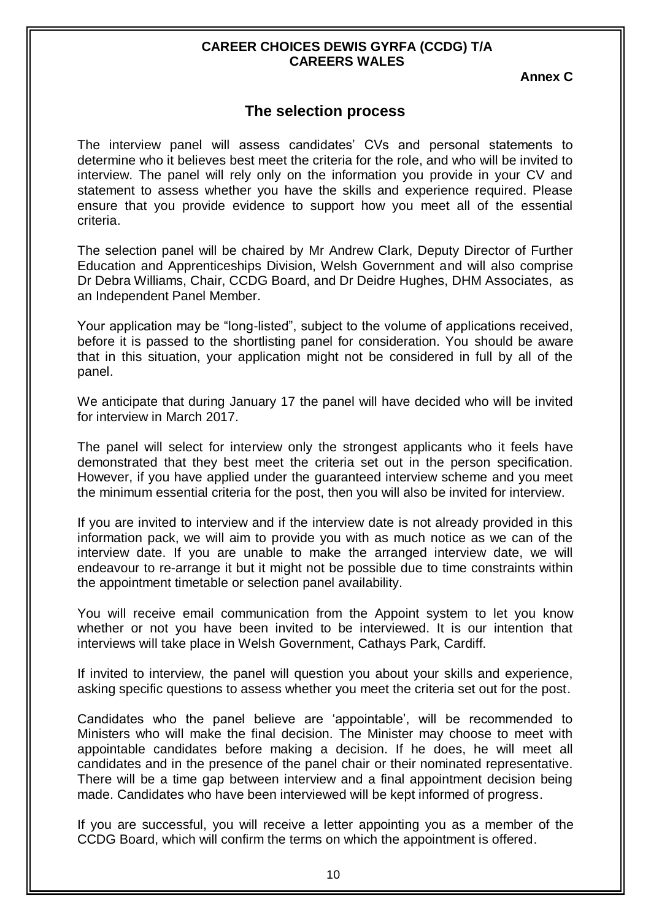**CAREER CHOICES DEWIS GYRFA (CCDG) T/A CAREERS WALES**

**Annex C**

## The selection process

The interview panel will assess candidates' CVs and personal statements to determine who it believes best meet the criteria for the role, and who will be invited to interview. The panel will rely only on the information you provide in your CV and statement to assess whether you have the skills and experience required. Please ensure that you provide evidence to support how you meet all of the essential criteria.

The selection panel will be chaired by Mr Andrew Clark, Deputy Director of Further Education and Apprenticeships Division, Welsh Government and will also comprise Dr Debra Williams, Chair, CCDG Board, and Dr Deidre Hughes, DHM Associates, as an Independent Panel Member.

Your application may be "long-listed", subject to the volume of applications received, before it is passed to the shortlisting panel for consideration. You should be aware that in this situation, your application might not be considered in full by all of the panel.

We anticipate that during January 17 the panel will have decided who will be invited for interview in March 2017.

The panel will select for interview only the strongest applicants who it feels have demonstrated that they best meet the criteria set out in the person specification. However, if you have applied under the guaranteed interview scheme and you meet the minimum essential criteria for the post, then you will also be invited for interview.

If you are invited to interview and if the interview date is not already provided in this information pack, we will aim to provide you with as much notice as we can of the interview date. If you are unable to make the arranged interview date, we will endeavour to re-arrange it but it might not be possible due to time constraints within the appointment timetable or selection panel availability.

You will receive email communication from the Appoint system to let you know whether or not you have been invited to be interviewed. It is our intention that interviews will take place in Welsh Government, Cathays Park, Cardiff.

If invited to interview, the panel will question you about your skills and experience, asking specific questions to assess whether you meet the criteria set out for the post.

Candidates who the panel believe are 'appointable', will be recommended to Ministers who will make the final decision. The Minister may choose to meet with appointable candidates before making a decision. If he does, he will meet all candidates and in the presence of the panel chair or their nominated representative. There will be a time gap between interview and a final appointment decision being made. Candidates who have been interviewed will be kept informed of progress.

If you are successful, you will receive a letter appointing you as a member of the CCDG Board, which will confirm the terms on which the appointment is offered.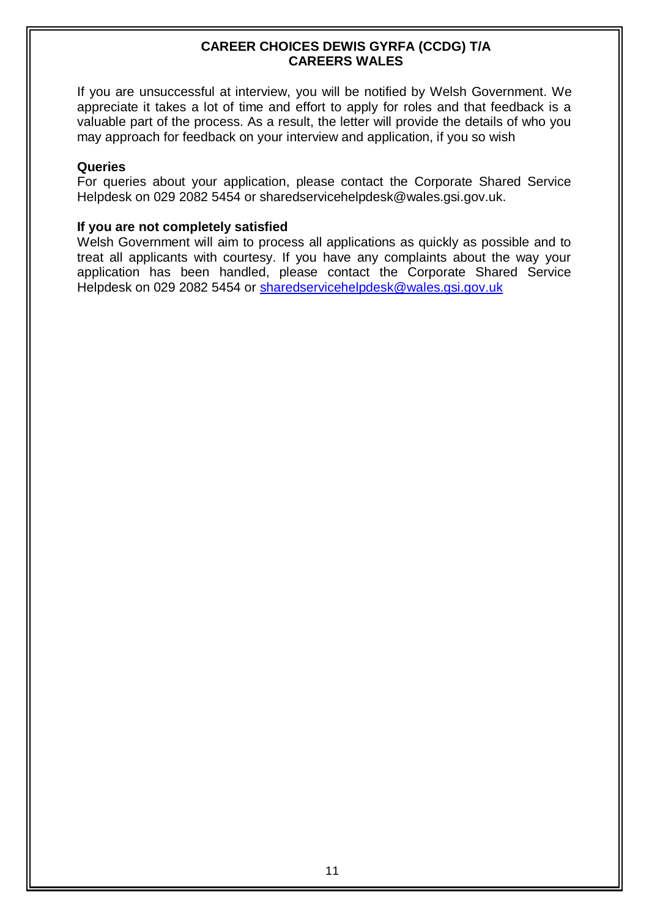**CAREER CHOICES DEWIS GYRFA (CCDG) T/A CAREERS WALES**

If you are unsuccessful at interview, you will be notified by Welsh Government. We appreciate it takes a lot of time and effort to apply for roles and that feedback is a valuable part of the process. As a result, the letter will provide the details of who you may approach for feedback on your interview and application, if you so wish

**Queries**

For queries about your application, please contact the Corporate Shared Service Helpdesk on 029 2082 5454 or sharedservicehelpdesk@wales.gsi.gov.uk.

**If you are not completely satisfied**

Welsh Government will aim to process all applications as quickly as possible and to treat all applicants with courtesy. If you have any complaints about the way your application has been handled, please contact the Corporate Shared Service Helpdesk on 029 2082 5454 or sharedservicehelpdesk@wales.gsi.gov.uk